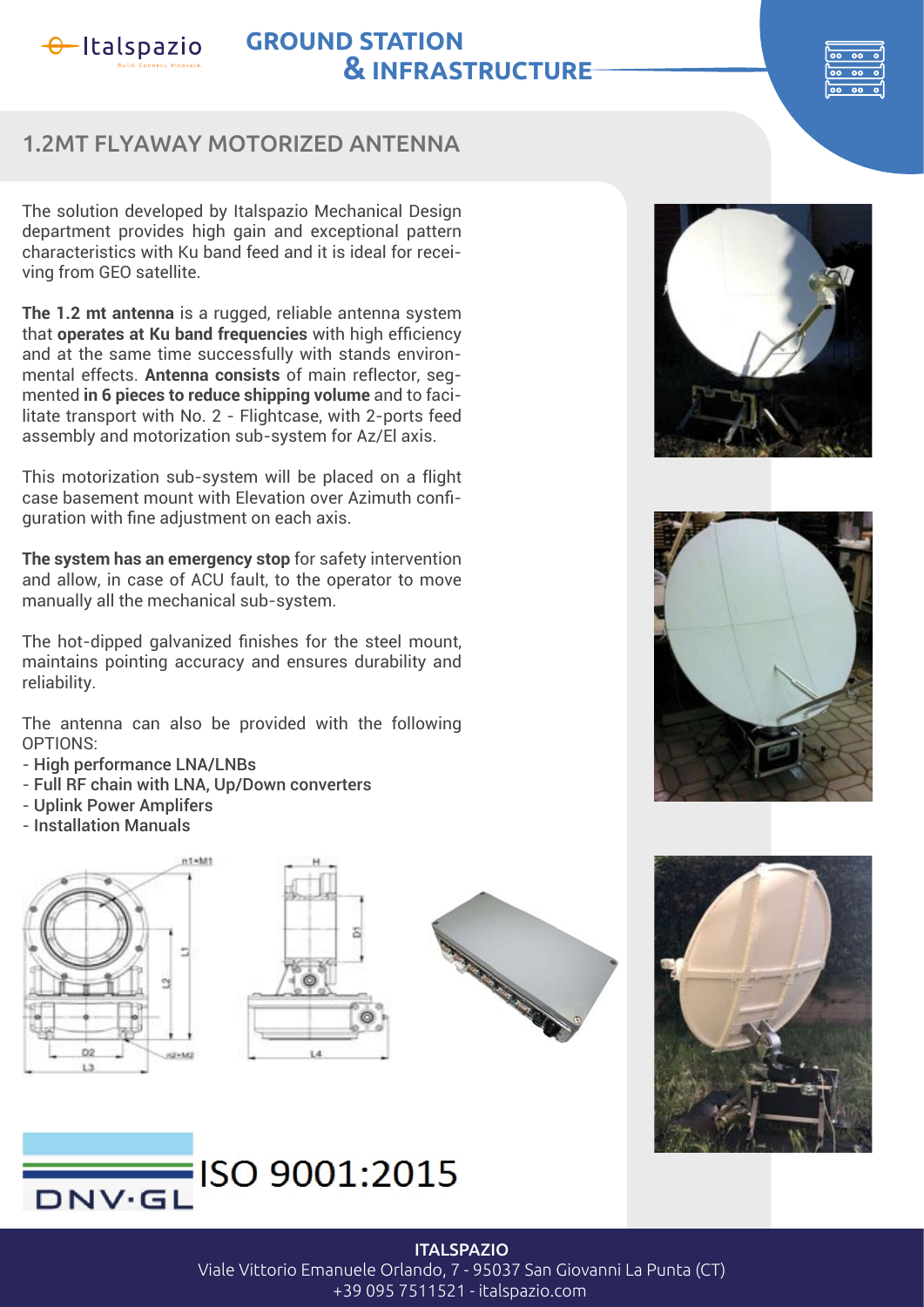Italspazio
Build. Connect. Innovate.

# GROUND STATION & INFRASTRUCTURE

## 1.2MT FLYAWAY MOTORIZED ANTENNA

The solution developed by Italspazio Mechanical Design department provides high gain and exceptional pattern characteristics with Ku band feed and it is ideal for receiving from GEO satellite.

**The 1.2 mt antenna** is a rugged, reliable antenna system that **operates at Ku band frequencies** with high efficiency and at the same time successfully with stands environmental effects. **Antenna consists** of main reflector, segmented **in 6 pieces to reduce shipping volume** and to facilitate transport with No. 2 - Flightcase, with 2-ports feed assembly and motorization sub-system for Az/El axis.

This motorization sub-system will be placed on a flight case basement mount with Elevation over Azimuth configuration with fine adjustment on each axis.

**The system has an emergency stop** for safety intervention and allow, in case of ACU fault, to the operator to move manually all the mechanical sub-system.

The hot-dipped galvanized finishes for the steel mount, maintains pointing accuracy and ensures durability and reliability.

The antenna can also be provided with the following OPTIONS:

- High performance LNA/LNBs
- Full RF chain with LNA, Up/Down converters
- Uplink Power Amplifers
- Installation Manuals

DNV·GL ISO 9001:2015

**ITALSPAZIO**
Viale Vittorio Emanuele Orlando, 7 - 95037 San Giovanni La Punta (CT)
+39 095 7511521 - italspazio.com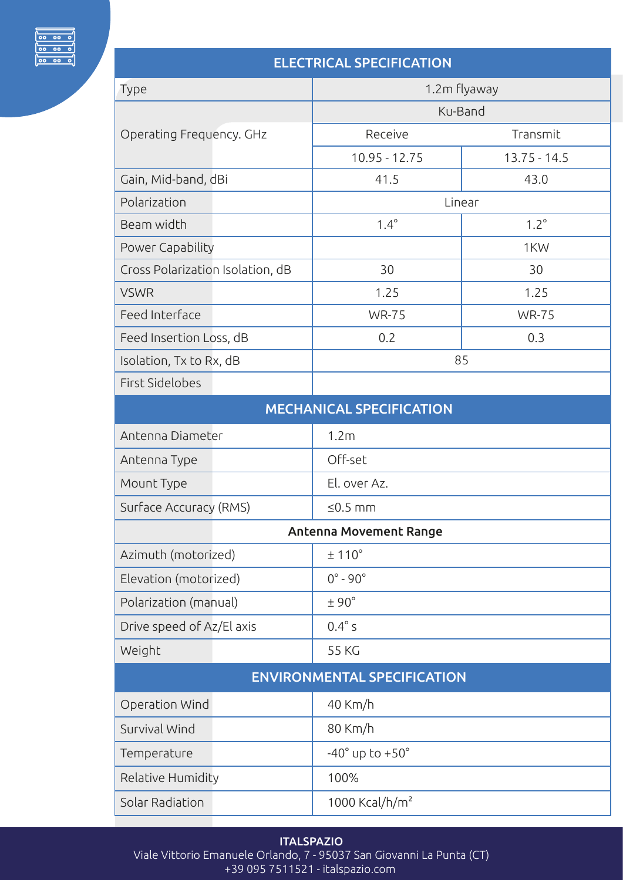| ELECTRICAL SPECIFICATION | | |
|---|---|---|
| Type | 1.2m flyaway | |
| Operating Frequency. GHz | Ku-Band | |
| | Receive | Transmit |
| | 10.95 - 12.75 | 13.75 - 14.5 |
| Gain, Mid-band, dBi | 41.5 | 43.0 |
| Polarization | Linear | |
| Beam width | 1.4° | 1.2° |
| Power Capability | | 1KW |
| Cross Polarization Isolation, dB | 30 | 30 |
| VSWR | 1.25 | 1.25 |
| Feed Interface | WR-75 | WR-75 |
| Feed Insertion Loss, dB | 0.2 | 0.3 |
| Isolation, Tx to Rx, dB | 85 | |
| First Sidelobes | | |

| MECHANICAL SPECIFICATION | |
|---|---|
| Antenna Diameter | 1.2m |
| Antenna Type | Off-set |
| Mount Type | El. over Az. |
| Surface Accuracy (RMS) | ≤0.5 mm |
| **Antenna Movement Range** | |
| Azimuth (motorized) | ± 110° |
| Elevation (motorized) | 0° - 90° |
| Polarization (manual) | ± 90° |
| Drive speed of Az/El axis | 0.4° s |
| Weight | 55 KG |

| ENVIRONMENTAL SPECIFICATION | |
|---|---|
| Operation Wind | 40 Km/h |
| Survival Wind | 80 Km/h |
| Temperature | -40° up to +50° |
| Relative Humidity | 100% |
| Solar Radiation | 1000 Kcal/h/m² |

**ITALSPAZIO**
Viale Vittorio Emanuele Orlando, 7 - 95037 San Giovanni La Punta (CT)
+39 095 7511521 - italspazio.com